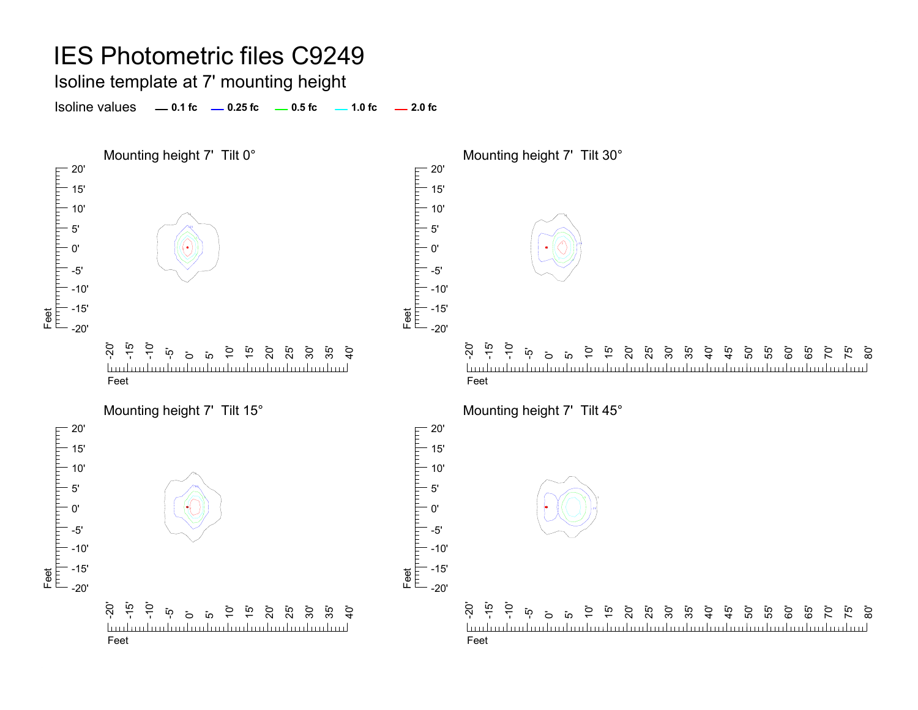# IES Photometric files C9249

## Isoline template at 7' mounting height

Isoline values — 0.1 fc — 0.25 fc — 0.5 fc — 1.0 fc — 2.0 fc

Mounting height 7' Tilt 0°

Mounting height 7' Tilt 30°

Mounting height 7' Tilt 15°

Mounting height 7' Tilt 45°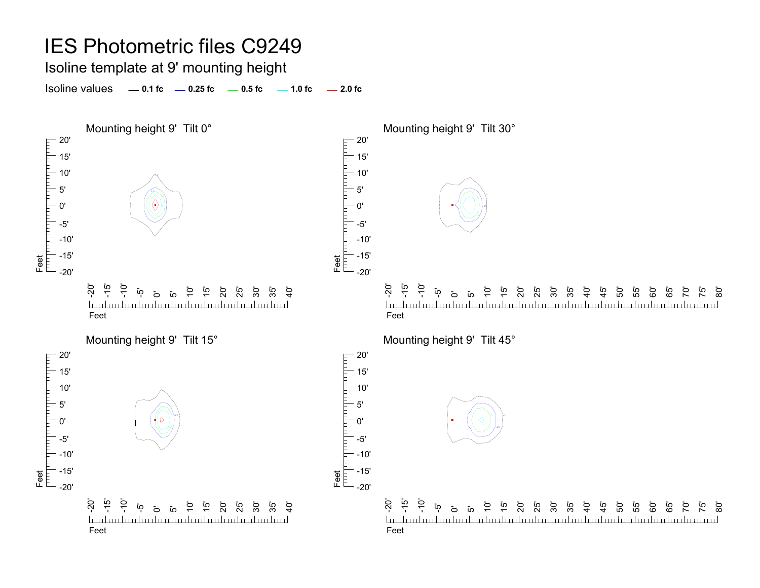# IES Photometric files C9249

## Isoline template at 9' mounting height

Isoline values — **0.1 fc** — **0.25 fc** — **0.5 fc** — **1.0 fc** — **2.0 fc**

### Mounting height 9'  Tilt 0°

### Mounting height 9'  Tilt 30°

### Mounting height 9'  Tilt 15°

### Mounting height 9'  Tilt 45°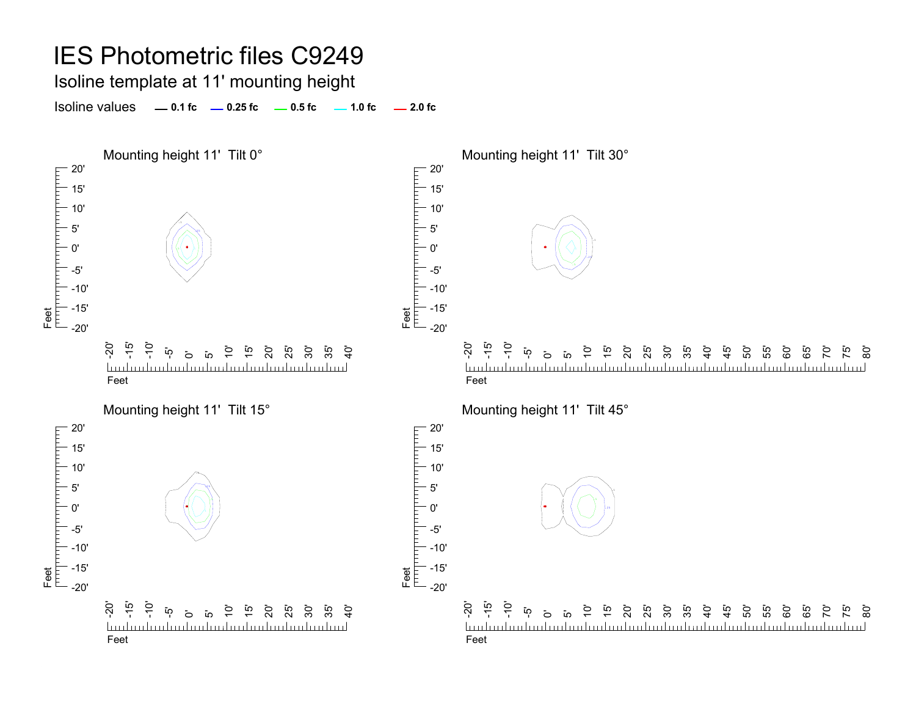# IES Photometric files C9249

## Isoline template at 11' mounting height

Isoline values — 0.1 fc — 0.25 fc — 0.5 fc — 1.0 fc — 2.0 fc

### Mounting height 11' Tilt 0°

### Mounting height 11' Tilt 30°

### Mounting height 11' Tilt 15°

### Mounting height 11' Tilt 45°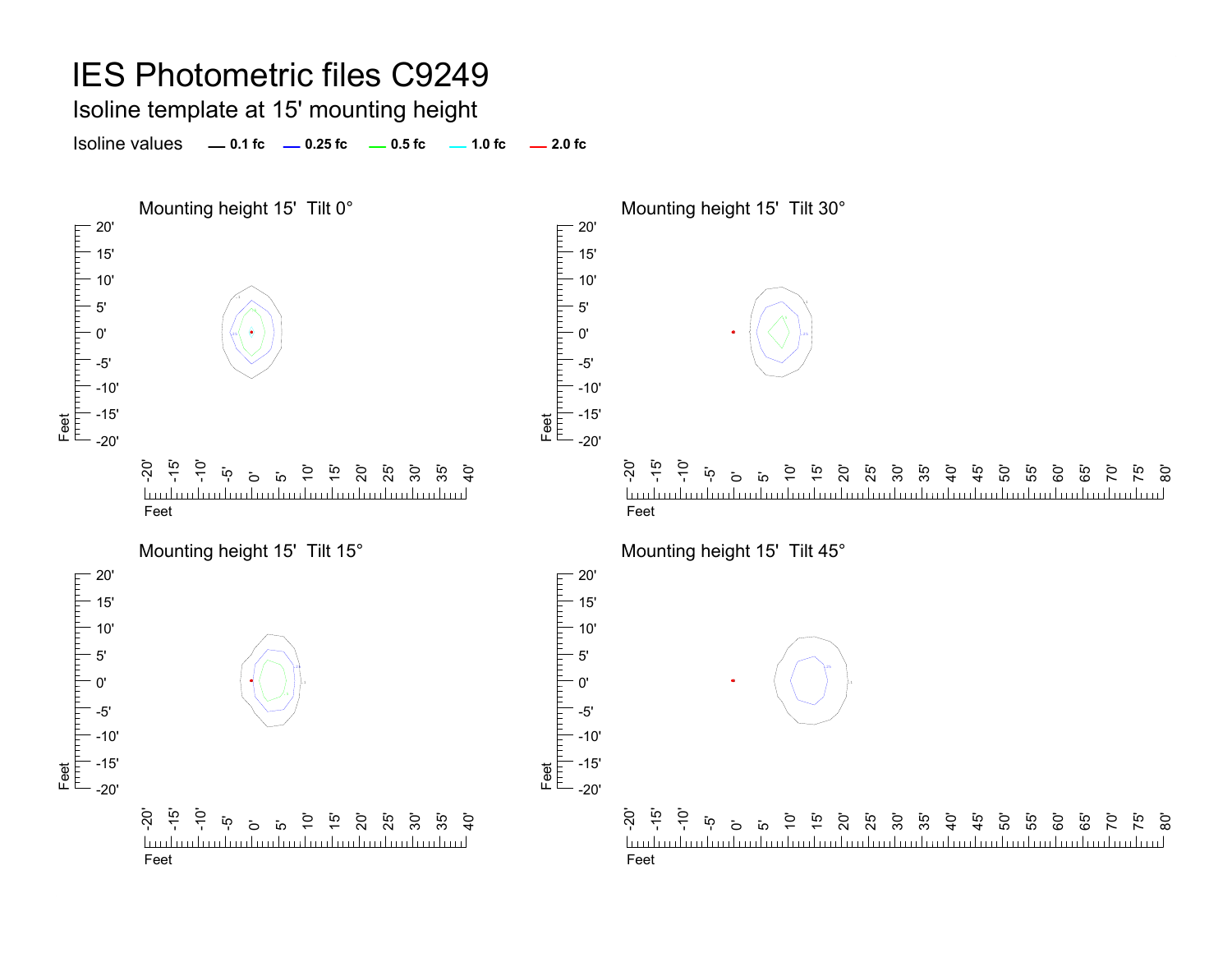# IES Photometric files C9249

## Isoline template at 15' mounting height

Isoline values — 0.1 fc — 0.25 fc — 0.5 fc — 1.0 fc — 2.0 fc

### Mounting height 15' Tilt 0°

### Mounting height 15' Tilt 30°

### Mounting height 15' Tilt 15°

### Mounting height 15' Tilt 45°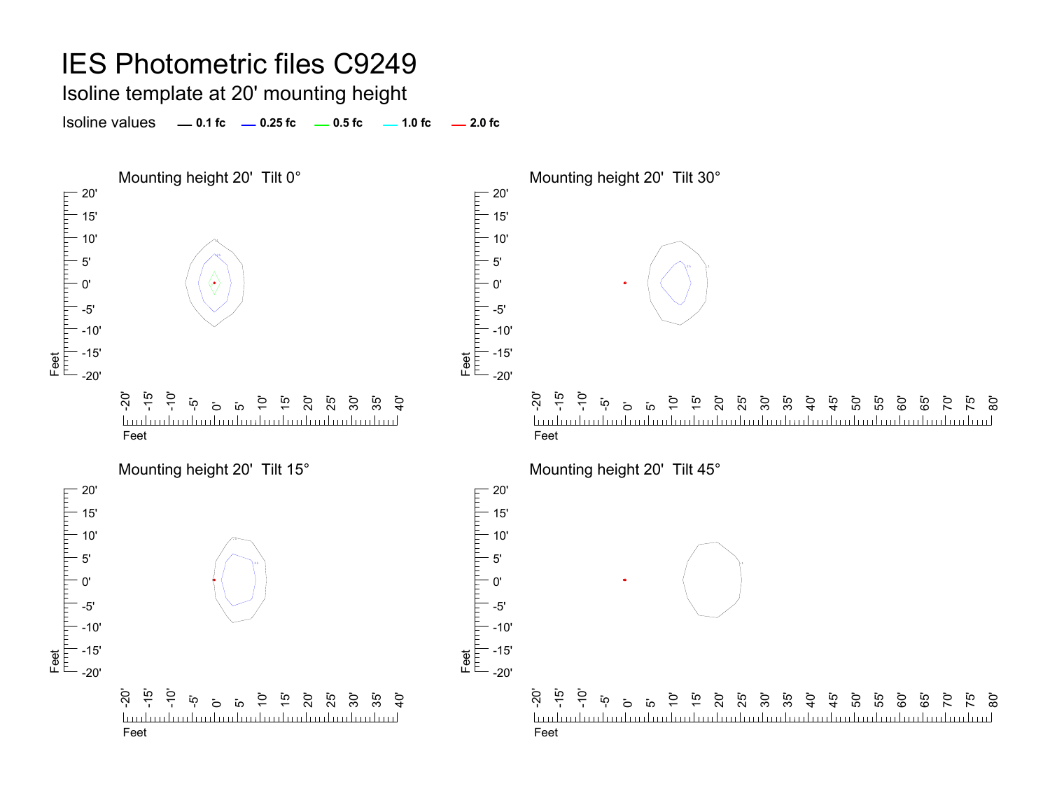# IES Photometric files C9249

## Isoline template at 20' mounting height

Isoline values — **0.1 fc** — **0.25 fc** — **0.5 fc** — **1.0 fc** — **2.0 fc**

### Mounting height 20' Tilt 0°

### Mounting height 20' Tilt 30°

### Mounting height 20' Tilt 15°

### Mounting height 20' Tilt 45°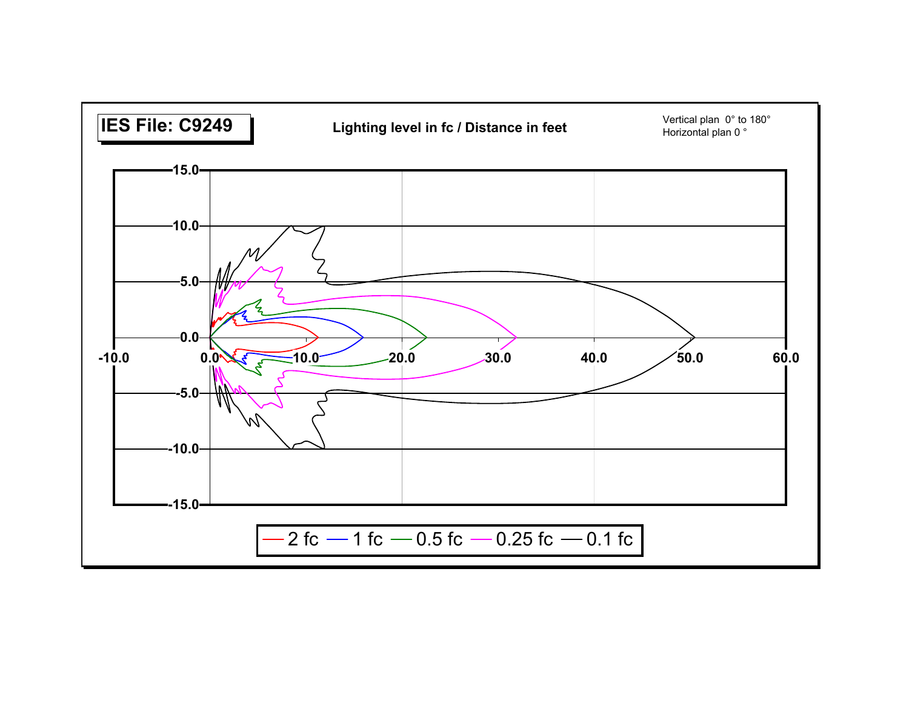IES File: C9249

Lighting level in fc / Distance in feet

Vertical plan 0° to 180°
Horizontal plan 0 °

15.0
10.0
5.0
0.0
-5.0
-10.0
-15.0

-10.0
0.0
10.0
20.0
30.0
40.0
50.0
60.0

2 fc
1 fc
0.5 fc
0.25 fc
0.1 fc